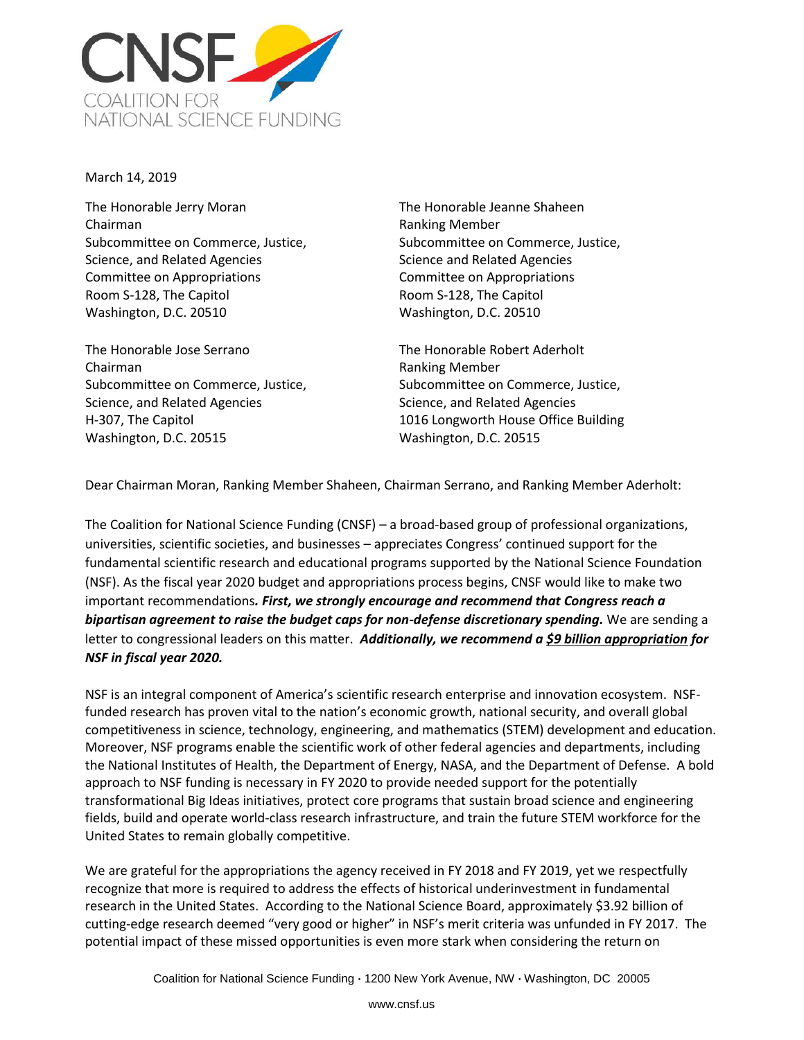CNSF
COALITION FOR
NATIONAL SCIENCE FUNDING

March 14, 2019

The Honorable Jerry Moran
Chairman
Subcommittee on Commerce, Justice,
Science, and Related Agencies
Committee on Appropriations
Room S-128, The Capitol
Washington, D.C. 20510

The Honorable Jeanne Shaheen
Ranking Member
Subcommittee on Commerce, Justice,
Science and Related Agencies
Committee on Appropriations
Room S-128, The Capitol
Washington, D.C. 20510

The Honorable Jose Serrano
Chairman
Subcommittee on Commerce, Justice,
Science, and Related Agencies
H-307, The Capitol
Washington, D.C. 20515

The Honorable Robert Aderholt
Ranking Member
Subcommittee on Commerce, Justice,
Science, and Related Agencies
1016 Longworth House Office Building
Washington, D.C. 20515

Dear Chairman Moran, Ranking Member Shaheen, Chairman Serrano, and Ranking Member Aderholt:

The Coalition for National Science Funding (CNSF) – a broad-based group of professional organizations, universities, scientific societies, and businesses – appreciates Congress' continued support for the fundamental scientific research and educational programs supported by the National Science Foundation (NSF). As the fiscal year 2020 budget and appropriations process begins, CNSF would like to make two important recommendations***. First, we strongly encourage and recommend that Congress reach a bipartisan agreement to raise the budget caps for non-defense discretionary spending.*** We are sending a letter to congressional leaders on this matter. ***Additionally, we recommend a <u>$9 billion appropriation</u> for NSF in fiscal year 2020.***

NSF is an integral component of America's scientific research enterprise and innovation ecosystem. NSF-funded research has proven vital to the nation's economic growth, national security, and overall global competitiveness in science, technology, engineering, and mathematics (STEM) development and education. Moreover, NSF programs enable the scientific work of other federal agencies and departments, including the National Institutes of Health, the Department of Energy, NASA, and the Department of Defense. A bold approach to NSF funding is necessary in FY 2020 to provide needed support for the potentially transformational Big Ideas initiatives, protect core programs that sustain broad science and engineering fields, build and operate world-class research infrastructure, and train the future STEM workforce for the United States to remain globally competitive.

We are grateful for the appropriations the agency received in FY 2018 and FY 2019, yet we respectfully recognize that more is required to address the effects of historical underinvestment in fundamental research in the United States. According to the National Science Board, approximately $3.92 billion of cutting-edge research deemed "very good or higher" in NSF's merit criteria was unfunded in FY 2017. The potential impact of these missed opportunities is even more stark when considering the return on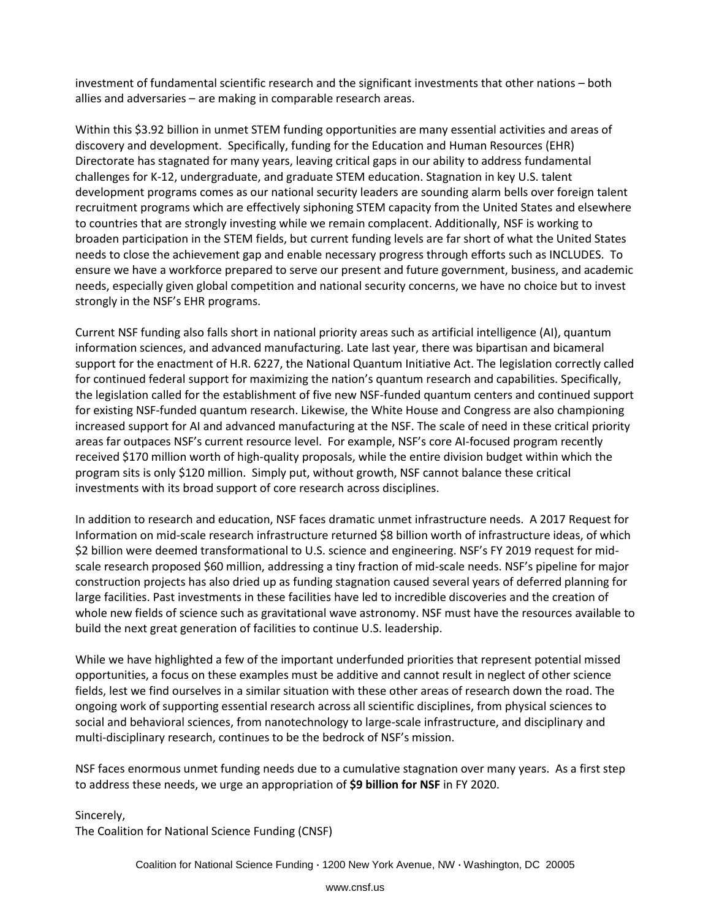investment of fundamental scientific research and the significant investments that other nations – both allies and adversaries – are making in comparable research areas.

Within this $3.92 billion in unmet STEM funding opportunities are many essential activities and areas of discovery and development. Specifically, funding for the Education and Human Resources (EHR) Directorate has stagnated for many years, leaving critical gaps in our ability to address fundamental challenges for K-12, undergraduate, and graduate STEM education. Stagnation in key U.S. talent development programs comes as our national security leaders are sounding alarm bells over foreign talent recruitment programs which are effectively siphoning STEM capacity from the United States and elsewhere to countries that are strongly investing while we remain complacent. Additionally, NSF is working to broaden participation in the STEM fields, but current funding levels are far short of what the United States needs to close the achievement gap and enable necessary progress through efforts such as INCLUDES. To ensure we have a workforce prepared to serve our present and future government, business, and academic needs, especially given global competition and national security concerns, we have no choice but to invest strongly in the NSF's EHR programs.

Current NSF funding also falls short in national priority areas such as artificial intelligence (AI), quantum information sciences, and advanced manufacturing. Late last year, there was bipartisan and bicameral support for the enactment of H.R. 6227, the National Quantum Initiative Act. The legislation correctly called for continued federal support for maximizing the nation's quantum research and capabilities. Specifically, the legislation called for the establishment of five new NSF-funded quantum centers and continued support for existing NSF-funded quantum research. Likewise, the White House and Congress are also championing increased support for AI and advanced manufacturing at the NSF. The scale of need in these critical priority areas far outpaces NSF's current resource level. For example, NSF's core AI-focused program recently received $170 million worth of high-quality proposals, while the entire division budget within which the program sits is only $120 million. Simply put, without growth, NSF cannot balance these critical investments with its broad support of core research across disciplines.

In addition to research and education, NSF faces dramatic unmet infrastructure needs. A 2017 Request for Information on mid-scale research infrastructure returned $8 billion worth of infrastructure ideas, of which $2 billion were deemed transformational to U.S. science and engineering. NSF's FY 2019 request for mid-scale research proposed $60 million, addressing a tiny fraction of mid-scale needs. NSF's pipeline for major construction projects has also dried up as funding stagnation caused several years of deferred planning for large facilities. Past investments in these facilities have led to incredible discoveries and the creation of whole new fields of science such as gravitational wave astronomy. NSF must have the resources available to build the next great generation of facilities to continue U.S. leadership.

While we have highlighted a few of the important underfunded priorities that represent potential missed opportunities, a focus on these examples must be additive and cannot result in neglect of other science fields, lest we find ourselves in a similar situation with these other areas of research down the road. The ongoing work of supporting essential research across all scientific disciplines, from physical sciences to social and behavioral sciences, from nanotechnology to large-scale infrastructure, and disciplinary and multi-disciplinary research, continues to be the bedrock of NSF's mission.

NSF faces enormous unmet funding needs due to a cumulative stagnation over many years. As a first step to address these needs, we urge an appropriation of **$9 billion for NSF** in FY 2020.

Sincerely,
The Coalition for National Science Funding (CNSF)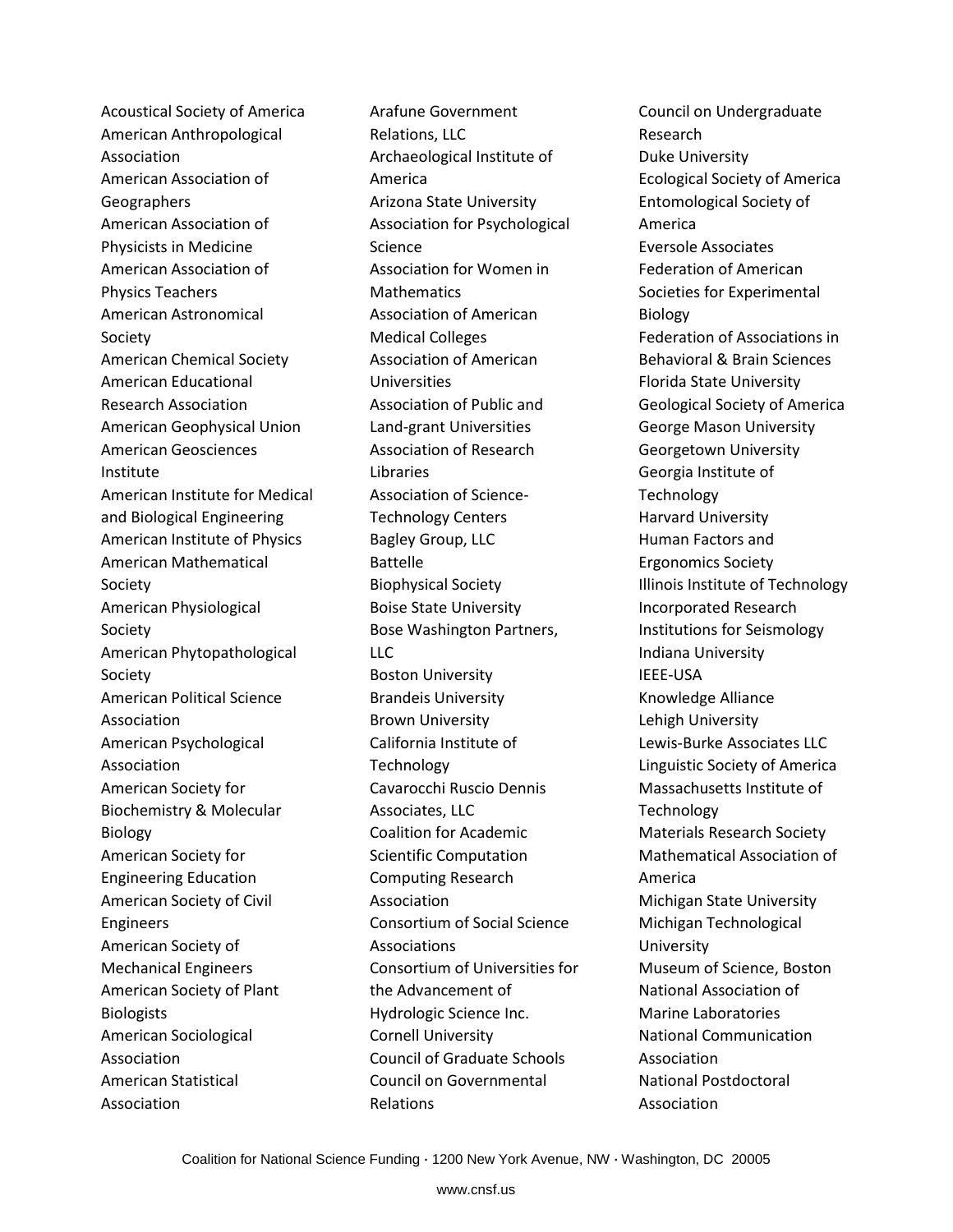Acoustical Society of America
American Anthropological Association
American Association of Geographers
American Association of Physicists in Medicine
American Association of Physics Teachers
American Astronomical Society
American Chemical Society
American Educational Research Association
American Geophysical Union
American Geosciences Institute
American Institute for Medical and Biological Engineering
American Institute of Physics
American Mathematical Society
American Physiological Society
American Phytopathological Society
American Political Science Association
American Psychological Association
American Society for Biochemistry & Molecular Biology
American Society for Engineering Education
American Society of Civil Engineers
American Society of Mechanical Engineers
American Society of Plant Biologists
American Sociological Association
American Statistical Association
Arafune Government Relations, LLC
Archaeological Institute of America
Arizona State University
Association for Psychological Science
Association for Women in Mathematics
Association of American Medical Colleges
Association of American Universities
Association of Public and Land-grant Universities
Association of Research Libraries
Association of Science-Technology Centers
Bagley Group, LLC
Battelle
Biophysical Society
Boise State University
Bose Washington Partners, LLC
Boston University
Brandeis University
Brown University
California Institute of Technology
Cavarocchi Ruscio Dennis Associates, LLC
Coalition for Academic Scientific Computation
Computing Research Association
Consortium of Social Science Associations
Consortium of Universities for the Advancement of Hydrologic Science Inc.
Cornell University
Council of Graduate Schools
Council on Governmental Relations
Council on Undergraduate Research
Duke University
Ecological Society of America
Entomological Society of America
Eversole Associates
Federation of American Societies for Experimental Biology
Federation of Associations in Behavioral & Brain Sciences
Florida State University
Geological Society of America
George Mason University
Georgetown University
Georgia Institute of Technology
Harvard University
Human Factors and Ergonomics Society
Illinois Institute of Technology
Incorporated Research Institutions for Seismology
Indiana University
IEEE-USA
Knowledge Alliance
Lehigh University
Lewis-Burke Associates LLC
Linguistic Society of America
Massachusetts Institute of Technology
Materials Research Society
Mathematical Association of America
Michigan State University
Michigan Technological University
Museum of Science, Boston
National Association of Marine Laboratories
National Communication Association
National Postdoctoral Association

Coalition for National Science Funding · 1200 New York Avenue, NW · Washington, DC 20005

www.cnsf.us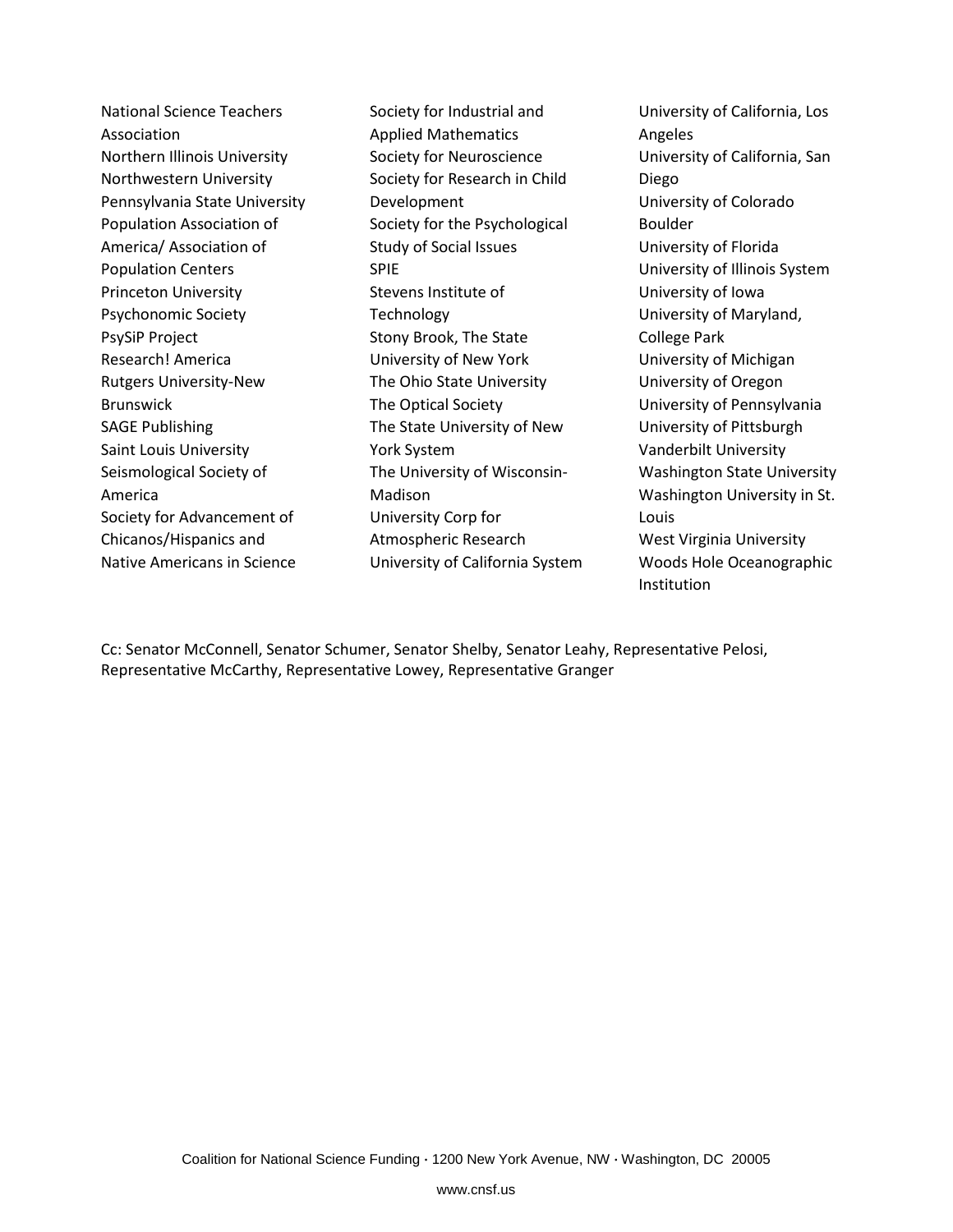National Science Teachers Association
Northern Illinois University
Northwestern University
Pennsylvania State University
Population Association of America/ Association of Population Centers
Princeton University
Psychonomic Society
PsySiP Project
Research! America
Rutgers University-New Brunswick
SAGE Publishing
Saint Louis University
Seismological Society of America
Society for Advancement of Chicanos/Hispanics and Native Americans in Science
Society for Industrial and Applied Mathematics
Society for Neuroscience
Society for Research in Child Development
Society for the Psychological Study of Social Issues
SPIE
Stevens Institute of Technology
Stony Brook, The State University of New York
The Ohio State University
The Optical Society
The State University of New York System
The University of Wisconsin-Madison
University Corp for Atmospheric Research
University of California System
University of California, Los Angeles
University of California, San Diego
University of Colorado Boulder
University of Florida
University of Illinois System
University of Iowa
University of Maryland, College Park
University of Michigan
University of Oregon
University of Pennsylvania
University of Pittsburgh
Vanderbilt University
Washington State University
Washington University in St. Louis
West Virginia University
Woods Hole Oceanographic Institution

Cc: Senator McConnell, Senator Schumer, Senator Shelby, Senator Leahy, Representative Pelosi, Representative McCarthy, Representative Lowey, Representative Granger

Coalition for National Science Funding · 1200 New York Avenue, NW · Washington, DC 20005

www.cnsf.us